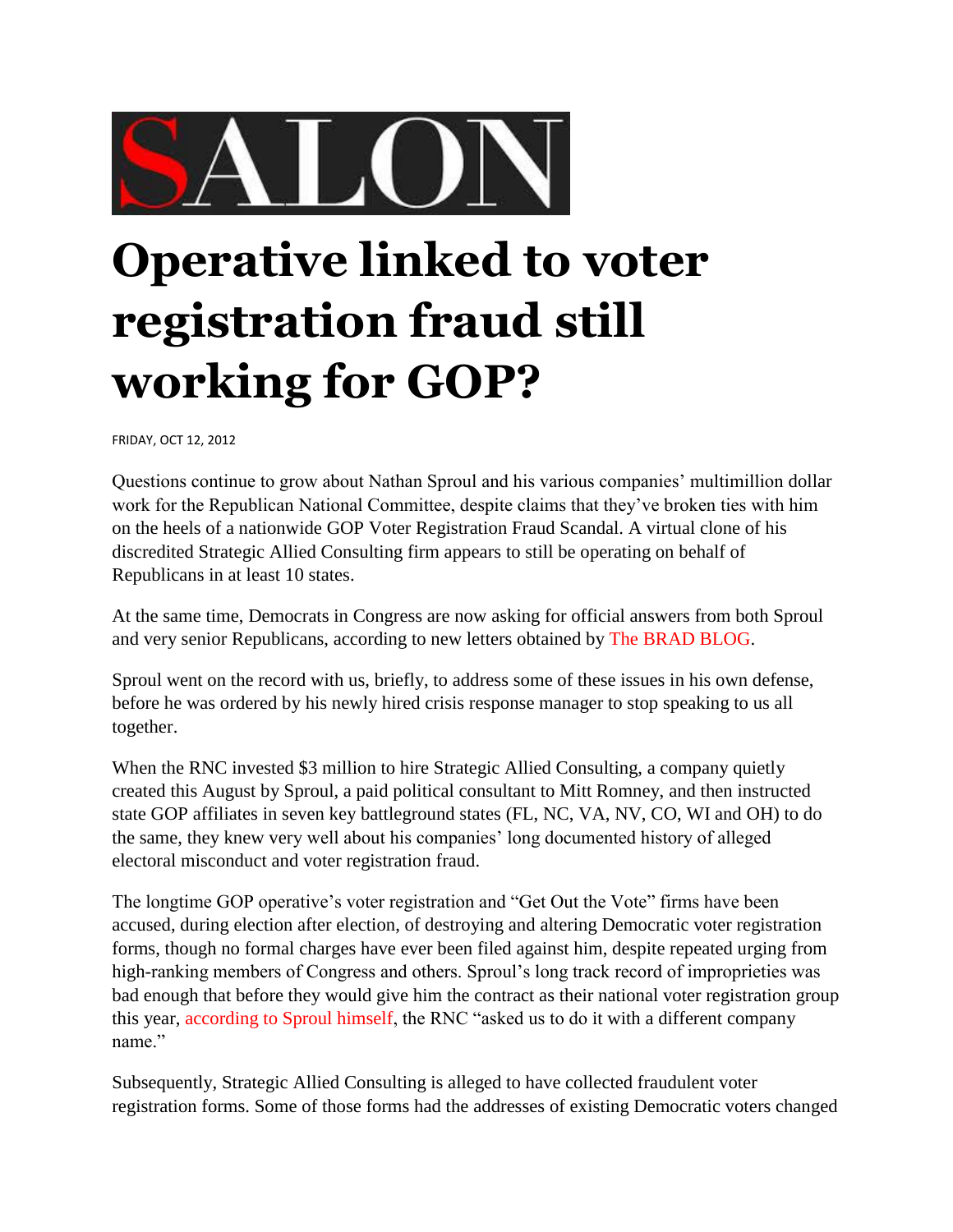SALON

# Operative linked to voter registration fraud still working for GOP?

FRIDAY, OCT 12, 2012

Questions continue to grow about Nathan Sproul and his various companies' multimillion dollar work for the Republican National Committee, despite claims that they've broken ties with him on the heels of a nationwide GOP Voter Registration Fraud Scandal. A virtual clone of his discredited Strategic Allied Consulting firm appears to still be operating on behalf of Republicans in at least 10 states.

At the same time, Democrats in Congress are now asking for official answers from both Sproul and very senior Republicans, according to new letters obtained by The BRAD BLOG.

Sproul went on the record with us, briefly, to address some of these issues in his own defense, before he was ordered by his newly hired crisis response manager to stop speaking to us all together.

When the RNC invested $3 million to hire Strategic Allied Consulting, a company quietly created this August by Sproul, a paid political consultant to Mitt Romney, and then instructed state GOP affiliates in seven key battleground states (FL, NC, VA, NV, CO, WI and OH) to do the same, they knew very well about his companies' long documented history of alleged electoral misconduct and voter registration fraud.

The longtime GOP operative's voter registration and "Get Out the Vote" firms have been accused, during election after election, of destroying and altering Democratic voter registration forms, though no formal charges have ever been filed against him, despite repeated urging from high-ranking members of Congress and others. Sproul's long track record of improprieties was bad enough that before they would give him the contract as their national voter registration group this year, according to Sproul himself, the RNC "asked us to do it with a different company name."

Subsequently, Strategic Allied Consulting is alleged to have collected fraudulent voter registration forms. Some of those forms had the addresses of existing Democratic voters changed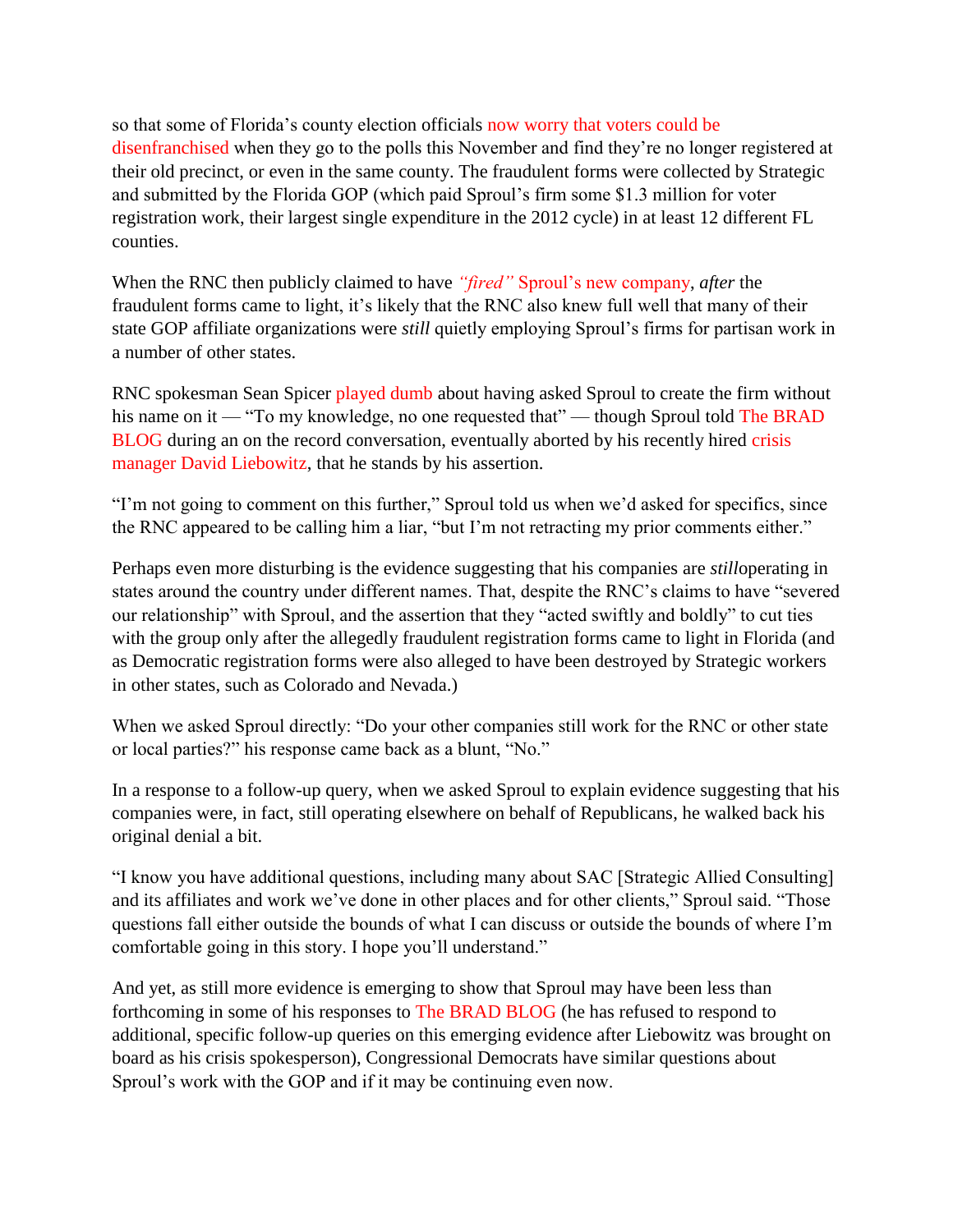so that some of Florida's county election officials now worry that voters could be disenfranchised when they go to the polls this November and find they're no longer registered at their old precinct, or even in the same county. The fraudulent forms were collected by Strategic and submitted by the Florida GOP (which paid Sproul's firm some $1.3 million for voter registration work, their largest single expenditure in the 2012 cycle) in at least 12 different FL counties.

When the RNC then publicly claimed to have *"fired"* Sproul's new company, *after* the fraudulent forms came to light, it's likely that the RNC also knew full well that many of their state GOP affiliate organizations were *still* quietly employing Sproul's firms for partisan work in a number of other states.

RNC spokesman Sean Spicer played dumb about having asked Sproul to create the firm without his name on it — "To my knowledge, no one requested that" — though Sproul told The BRAD BLOG during an on the record conversation, eventually aborted by his recently hired crisis manager David Liebowitz, that he stands by his assertion.

"I'm not going to comment on this further," Sproul told us when we'd asked for specifics, since the RNC appeared to be calling him a liar, "but I'm not retracting my prior comments either."

Perhaps even more disturbing is the evidence suggesting that his companies are ***still***operating in states around the country under different names. That, despite the RNC's claims to have "severed our relationship" with Sproul, and the assertion that they "acted swiftly and boldly" to cut ties with the group only after the allegedly fraudulent registration forms came to light in Florida (and as Democratic registration forms were also alleged to have been destroyed by Strategic workers in other states, such as Colorado and Nevada.)

When we asked Sproul directly: "Do your other companies still work for the RNC or other state or local parties?" his response came back as a blunt, "No."

In a response to a follow-up query, when we asked Sproul to explain evidence suggesting that his companies were, in fact, still operating elsewhere on behalf of Republicans, he walked back his original denial a bit.

"I know you have additional questions, including many about SAC [Strategic Allied Consulting] and its affiliates and work we've done in other places and for other clients," Sproul said. "Those questions fall either outside the bounds of what I can discuss or outside the bounds of where I'm comfortable going in this story. I hope you'll understand."

And yet, as still more evidence is emerging to show that Sproul may have been less than forthcoming in some of his responses to The BRAD BLOG (he has refused to respond to additional, specific follow-up queries on this emerging evidence after Liebowitz was brought on board as his crisis spokesperson), Congressional Democrats have similar questions about Sproul's work with the GOP and if it may be continuing even now.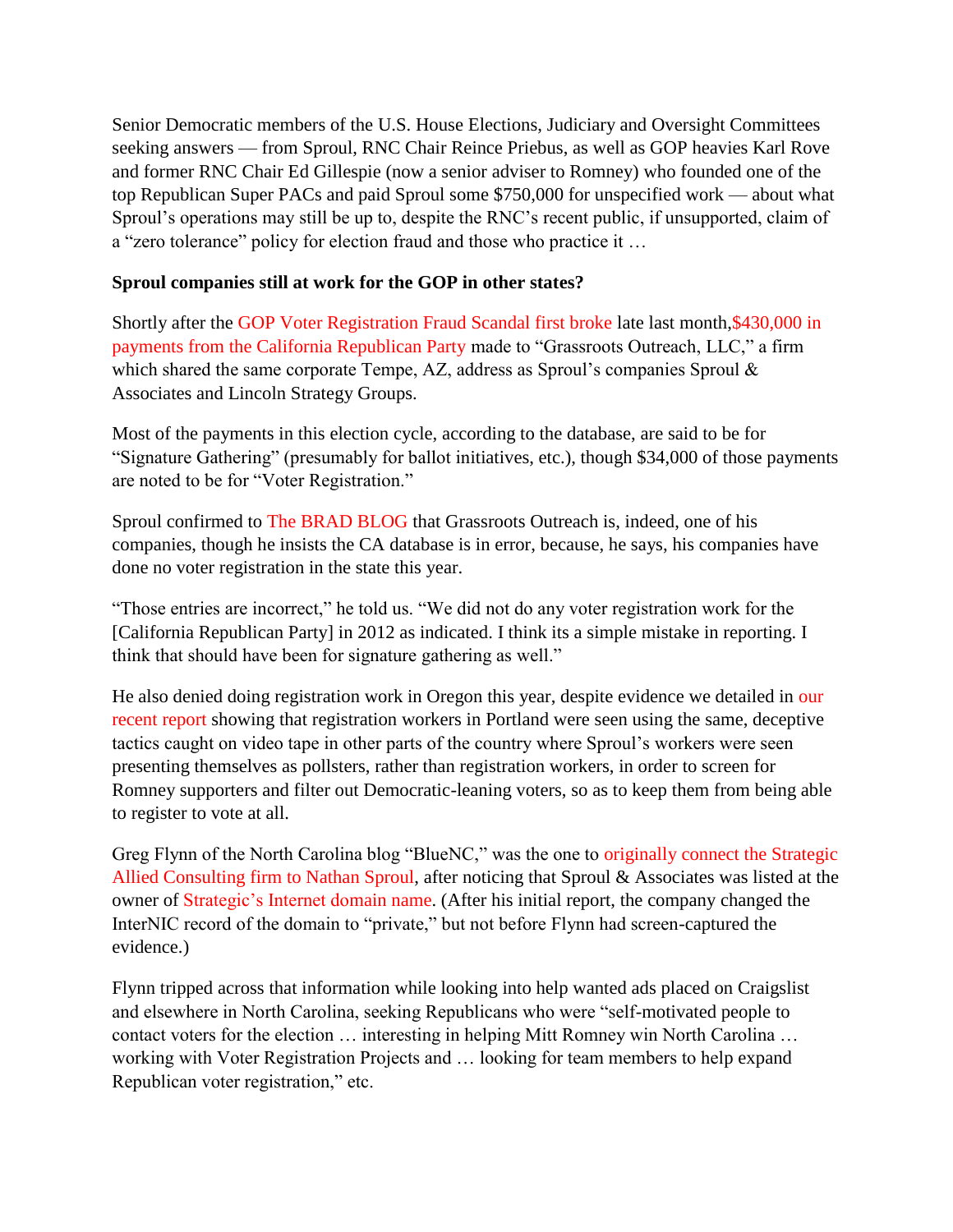Senior Democratic members of the U.S. House Elections, Judiciary and Oversight Committees seeking answers — from Sproul, RNC Chair Reince Priebus, as well as GOP heavies Karl Rove and former RNC Chair Ed Gillespie (now a senior adviser to Romney) who founded one of the top Republican Super PACs and paid Sproul some $750,000 for unspecified work — about what Sproul's operations may still be up to, despite the RNC's recent public, if unsupported, claim of a "zero tolerance" policy for election fraud and those who practice it …

**Sproul companies still at work for the GOP in other states?**

Shortly after the GOP Voter Registration Fraud Scandal first broke late last month,$430,000 in payments from the California Republican Party made to "Grassroots Outreach, LLC," a firm which shared the same corporate Tempe, AZ, address as Sproul's companies Sproul & Associates and Lincoln Strategy Groups.

Most of the payments in this election cycle, according to the database, are said to be for "Signature Gathering" (presumably for ballot initiatives, etc.), though $34,000 of those payments are noted to be for "Voter Registration."

Sproul confirmed to The BRAD BLOG that Grassroots Outreach is, indeed, one of his companies, though he insists the CA database is in error, because, he says, his companies have done no voter registration in the state this year.

"Those entries are incorrect," he told us. "We did not do any voter registration work for the [California Republican Party] in 2012 as indicated. I think its a simple mistake in reporting. I think that should have been for signature gathering as well."

He also denied doing registration work in Oregon this year, despite evidence we detailed in our recent report showing that registration workers in Portland were seen using the same, deceptive tactics caught on video tape in other parts of the country where Sproul's workers were seen presenting themselves as pollsters, rather than registration workers, in order to screen for Romney supporters and filter out Democratic-leaning voters, so as to keep them from being able to register to vote at all.

Greg Flynn of the North Carolina blog "BlueNC," was the one to originally connect the Strategic Allied Consulting firm to Nathan Sproul, after noticing that Sproul & Associates was listed at the owner of Strategic's Internet domain name. (After his initial report, the company changed the InterNIC record of the domain to "private," but not before Flynn had screen-captured the evidence.)

Flynn tripped across that information while looking into help wanted ads placed on Craigslist and elsewhere in North Carolina, seeking Republicans who were "self-motivated people to contact voters for the election … interesting in helping Mitt Romney win North Carolina … working with Voter Registration Projects and … looking for team members to help expand Republican voter registration," etc.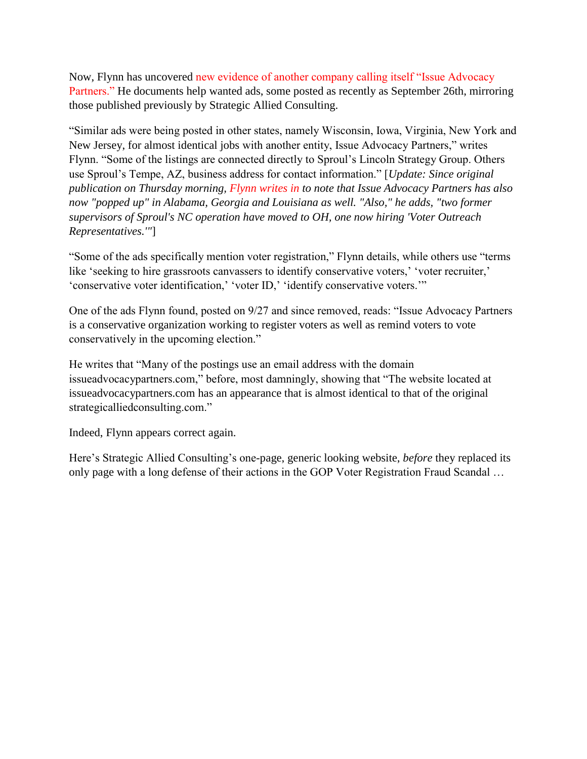Now, Flynn has uncovered new evidence of another company calling itself "Issue Advocacy Partners." He documents help wanted ads, some posted as recently as September 26th, mirroring those published previously by Strategic Allied Consulting.

"Similar ads were being posted in other states, namely Wisconsin, Iowa, Virginia, New York and New Jersey, for almost identical jobs with another entity, Issue Advocacy Partners," writes Flynn. "Some of the listings are connected directly to Sproul's Lincoln Strategy Group. Others use Sproul's Tempe, AZ, business address for contact information." [*Update: Since original publication on Thursday morning, Flynn writes in to note that Issue Advocacy Partners has also now "popped up" in Alabama, Georgia and Louisiana as well. "Also," he adds, "two former supervisors of Sproul's NC operation have moved to OH, one now hiring 'Voter Outreach Representatives.'"*]

"Some of the ads specifically mention voter registration," Flynn details, while others use "terms like 'seeking to hire grassroots canvassers to identify conservative voters,' 'voter recruiter,' 'conservative voter identification,' 'voter ID,' 'identify conservative voters.'"

One of the ads Flynn found, posted on 9/27 and since removed, reads: "Issue Advocacy Partners is a conservative organization working to register voters as well as remind voters to vote conservatively in the upcoming election."

He writes that "Many of the postings use an email address with the domain issueadvocacypartners.com," before, most damningly, showing that "The website located at issueadvocacypartners.com has an appearance that is almost identical to that of the original strategicalliedconsulting.com."

Indeed, Flynn appears correct again.

Here's Strategic Allied Consulting's one-page, generic looking website, *before* they replaced its only page with a long defense of their actions in the GOP Voter Registration Fraud Scandal …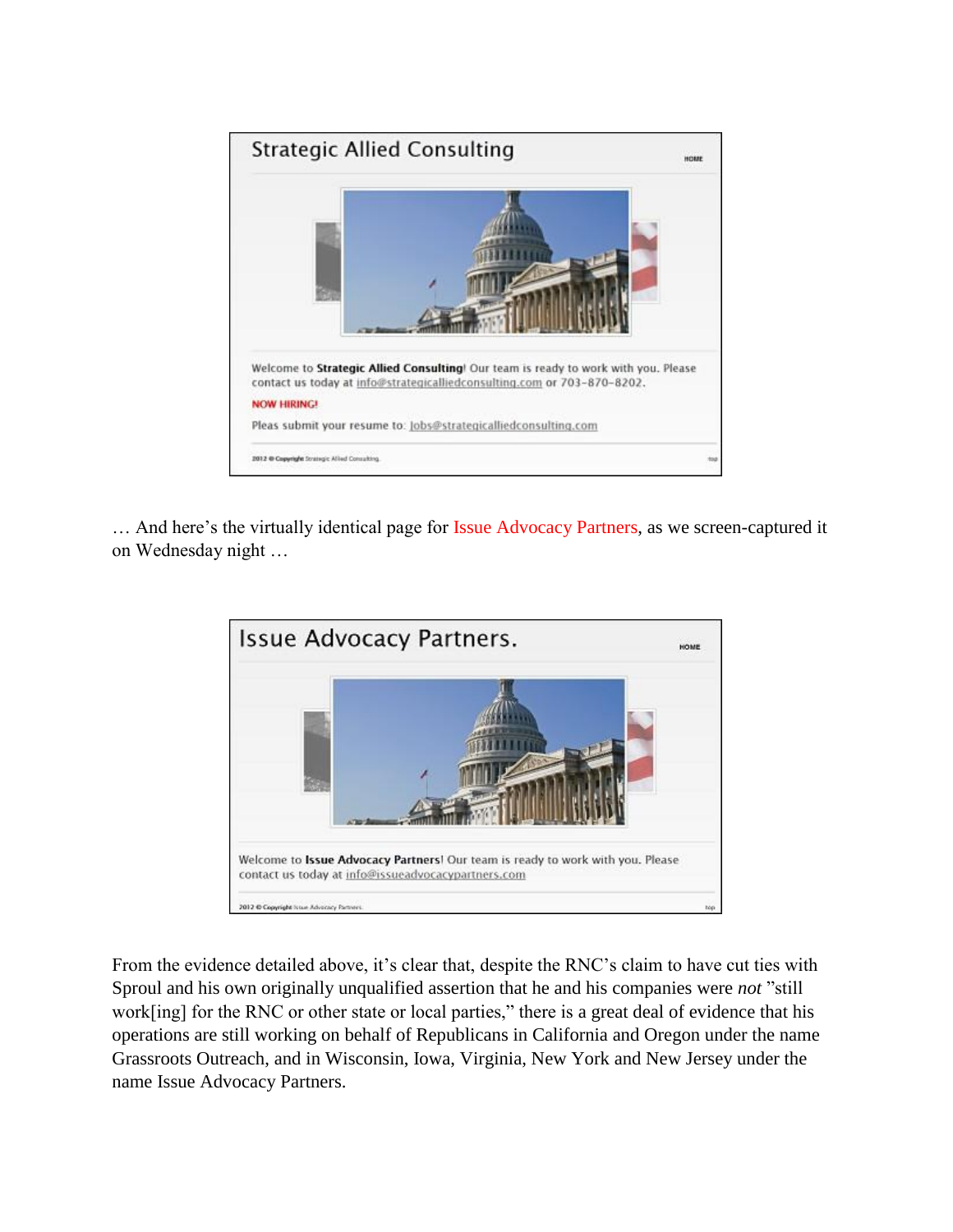Strategic Allied Consulting

HOME

Welcome to **Strategic Allied Consulting**! Our team is ready to work with you. Please contact us today at info@strategicalliedconsulting.com or 703-870-8202.

NOW HIRING!

Pleas submit your resume to: jobs@strategicalliedconsulting.com

2012 © Copyright Strategic Allied Consulting. top

… And here's the virtually identical page for Issue Advocacy Partners, as we screen-captured it on Wednesday night …

Issue Advocacy Partners.

HOME

Welcome to **Issue Advocacy Partners**! Our team is ready to work with you. Please contact us today at info@issueadvocacypartners.com

2012 © Copyright Issue Advocacy Partners. top

From the evidence detailed above, it's clear that, despite the RNC's claim to have cut ties with Sproul and his own originally unqualified assertion that he and his companies were *not* "still work[ing] for the RNC or other state or local parties," there is a great deal of evidence that his operations are still working on behalf of Republicans in California and Oregon under the name Grassroots Outreach, and in Wisconsin, Iowa, Virginia, New York and New Jersey under the name Issue Advocacy Partners.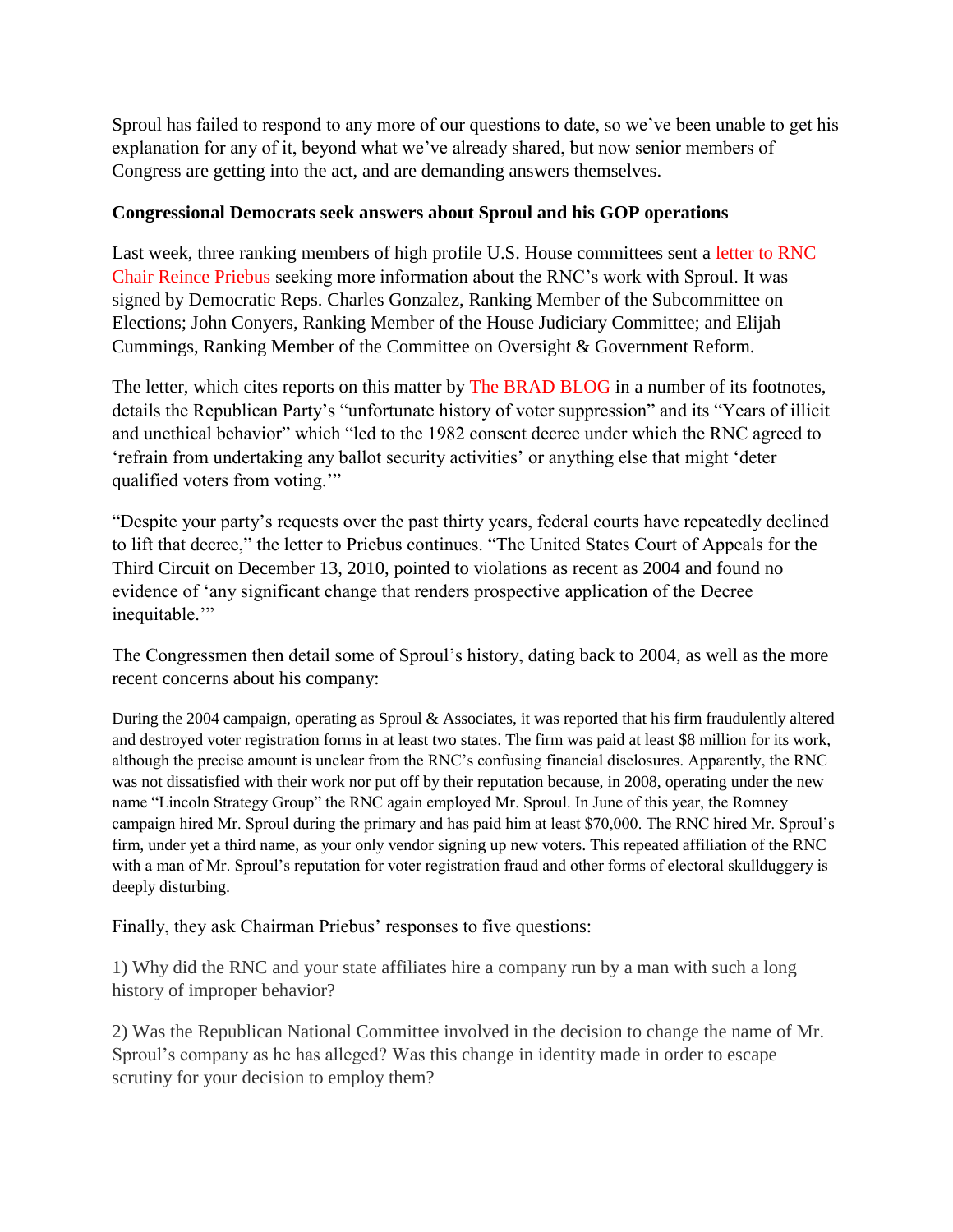Sproul has failed to respond to any more of our questions to date, so we've been unable to get his explanation for any of it, beyond what we've already shared, but now senior members of Congress are getting into the act, and are demanding answers themselves.

**Congressional Democrats seek answers about Sproul and his GOP operations**

Last week, three ranking members of high profile U.S. House committees sent a letter to RNC Chair Reince Priebus seeking more information about the RNC's work with Sproul. It was signed by Democratic Reps. Charles Gonzalez, Ranking Member of the Subcommittee on Elections; John Conyers, Ranking Member of the House Judiciary Committee; and Elijah Cummings, Ranking Member of the Committee on Oversight & Government Reform.

The letter, which cites reports on this matter by The BRAD BLOG in a number of its footnotes, details the Republican Party's "unfortunate history of voter suppression" and its "Years of illicit and unethical behavior" which "led to the 1982 consent decree under which the RNC agreed to 'refrain from undertaking any ballot security activities' or anything else that might 'deter qualified voters from voting.'"

"Despite your party's requests over the past thirty years, federal courts have repeatedly declined to lift that decree," the letter to Priebus continues. "The United States Court of Appeals for the Third Circuit on December 13, 2010, pointed to violations as recent as 2004 and found no evidence of 'any significant change that renders prospective application of the Decree inequitable.'"

The Congressmen then detail some of Sproul's history, dating back to 2004, as well as the more recent concerns about his company:

> During the 2004 campaign, operating as Sproul & Associates, it was reported that his firm fraudulently altered and destroyed voter registration forms in at least two states. The firm was paid at least $8 million for its work, although the precise amount is unclear from the RNC's confusing financial disclosures. Apparently, the RNC was not dissatisfied with their work nor put off by their reputation because, in 2008, operating under the new name "Lincoln Strategy Group" the RNC again employed Mr. Sproul. In June of this year, the Romney campaign hired Mr. Sproul during the primary and has paid him at least $70,000. The RNC hired Mr. Sproul's firm, under yet a third name, as your only vendor signing up new voters. This repeated affiliation of the RNC with a man of Mr. Sproul's reputation for voter registration fraud and other forms of electoral skullduggery is deeply disturbing.

Finally, they ask Chairman Priebus' responses to five questions:

1) Why did the RNC and your state affiliates hire a company run by a man with such a long history of improper behavior?

2) Was the Republican National Committee involved in the decision to change the name of Mr. Sproul's company as he has alleged? Was this change in identity made in order to escape scrutiny for your decision to employ them?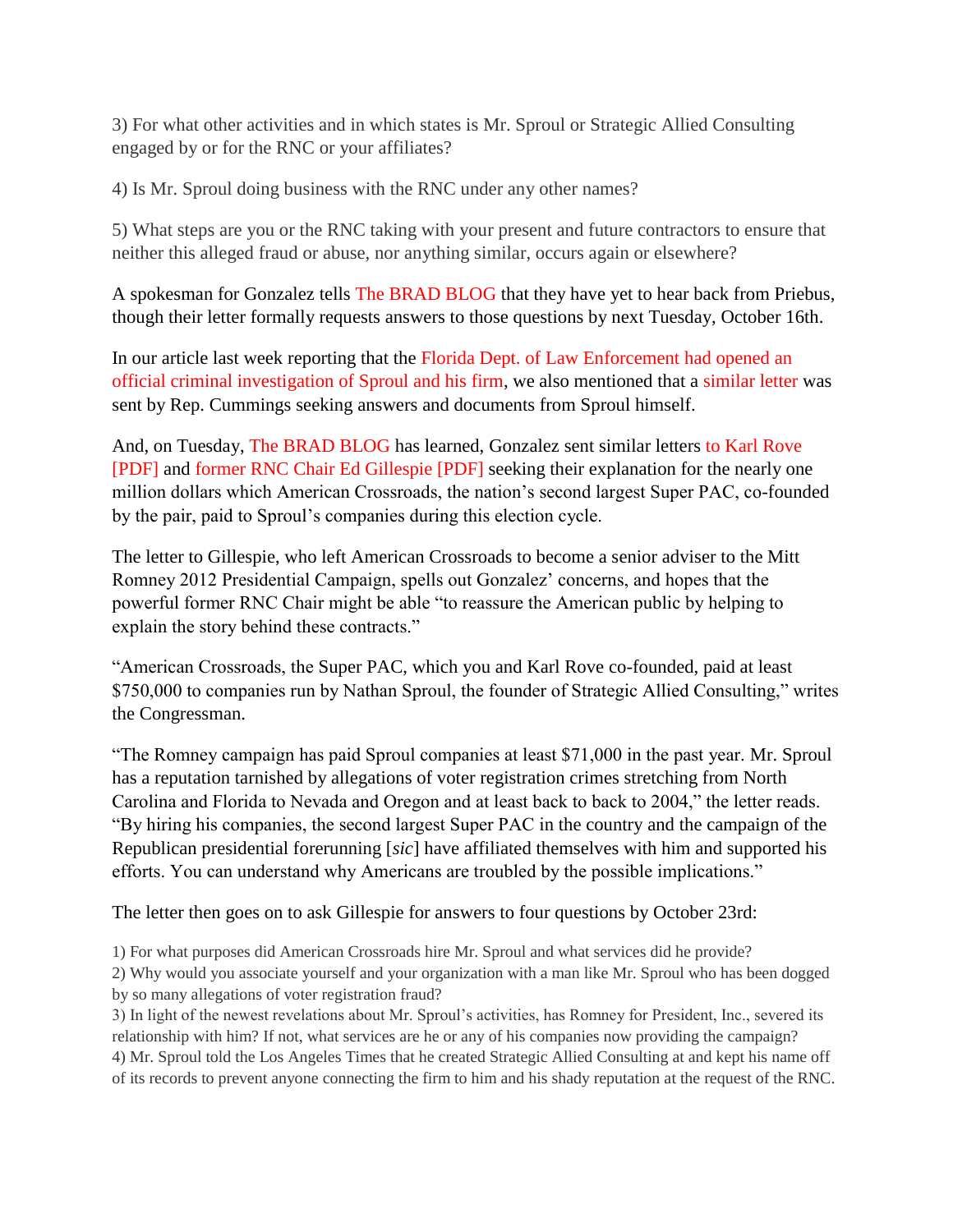3) For what other activities and in which states is Mr. Sproul or Strategic Allied Consulting engaged by or for the RNC or your affiliates?

4) Is Mr. Sproul doing business with the RNC under any other names?

5) What steps are you or the RNC taking with your present and future contractors to ensure that neither this alleged fraud or abuse, nor anything similar, occurs again or elsewhere?

A spokesman for Gonzalez tells The BRAD BLOG that they have yet to hear back from Priebus, though their letter formally requests answers to those questions by next Tuesday, October 16th.

In our article last week reporting that the Florida Dept. of Law Enforcement had opened an official criminal investigation of Sproul and his firm, we also mentioned that a similar letter was sent by Rep. Cummings seeking answers and documents from Sproul himself.

And, on Tuesday, The BRAD BLOG has learned, Gonzalez sent similar letters to Karl Rove [PDF] and former RNC Chair Ed Gillespie [PDF] seeking their explanation for the nearly one million dollars which American Crossroads, the nation's second largest Super PAC, co-founded by the pair, paid to Sproul's companies during this election cycle.

The letter to Gillespie, who left American Crossroads to become a senior adviser to the Mitt Romney 2012 Presidential Campaign, spells out Gonzalez' concerns, and hopes that the powerful former RNC Chair might be able "to reassure the American public by helping to explain the story behind these contracts."

"American Crossroads, the Super PAC, which you and Karl Rove co-founded, paid at least $750,000 to companies run by Nathan Sproul, the founder of Strategic Allied Consulting," writes the Congressman.

"The Romney campaign has paid Sproul companies at least $71,000 in the past year. Mr. Sproul has a reputation tarnished by allegations of voter registration crimes stretching from North Carolina and Florida to Nevada and Oregon and at least back to back to 2004," the letter reads. "By hiring his companies, the second largest Super PAC in the country and the campaign of the Republican presidential forerunning [*sic*] have affiliated themselves with him and supported his efforts. You can understand why Americans are troubled by the possible implications."

The letter then goes on to ask Gillespie for answers to four questions by October 23rd:

1) For what purposes did American Crossroads hire Mr. Sproul and what services did he provide?
2) Why would you associate yourself and your organization with a man like Mr. Sproul who has been dogged by so many allegations of voter registration fraud?
3) In light of the newest revelations about Mr. Sproul's activities, has Romney for President, Inc., severed its relationship with him? If not, what services are he or any of his companies now providing the campaign?
4) Mr. Sproul told the Los Angeles Times that he created Strategic Allied Consulting at and kept his name off of its records to prevent anyone connecting the firm to him and his shady reputation at the request of the RNC.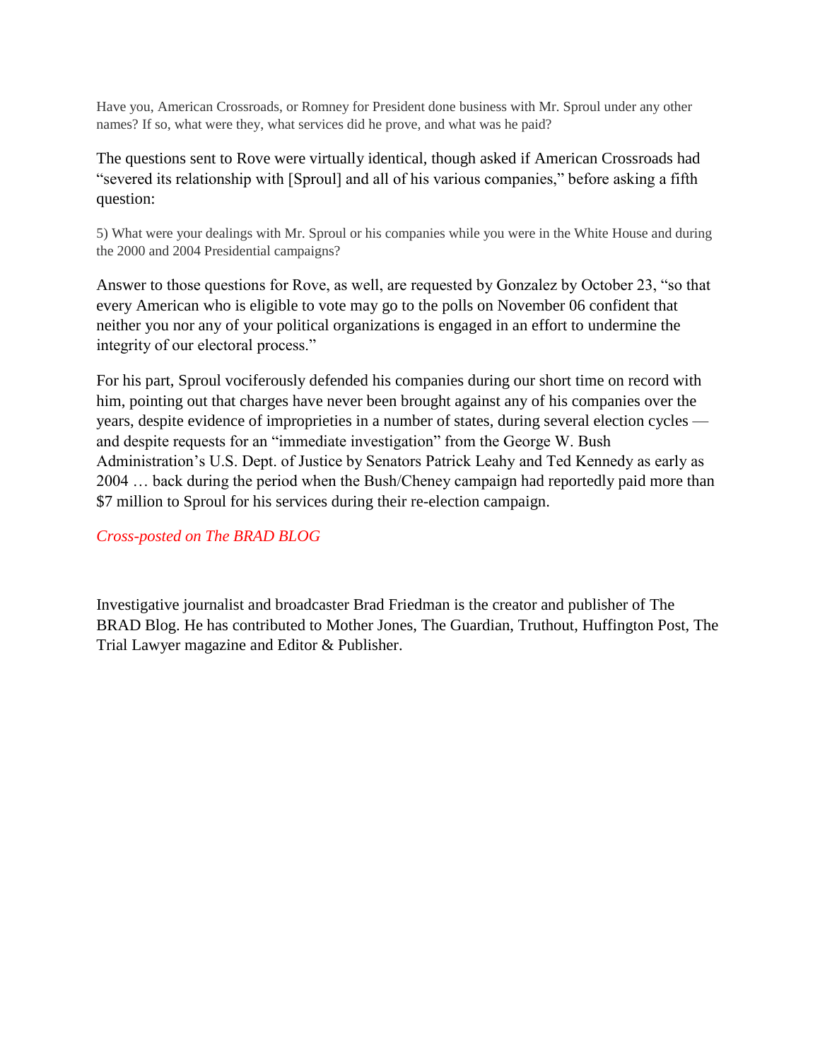Have you, American Crossroads, or Romney for President done business with Mr. Sproul under any other names? If so, what were they, what services did he prove, and what was he paid?

The questions sent to Rove were virtually identical, though asked if American Crossroads had "severed its relationship with [Sproul] and all of his various companies," before asking a fifth question:

5) What were your dealings with Mr. Sproul or his companies while you were in the White House and during the 2000 and 2004 Presidential campaigns?

Answer to those questions for Rove, as well, are requested by Gonzalez by October 23, "so that every American who is eligible to vote may go to the polls on November 06 confident that neither you nor any of your political organizations is engaged in an effort to undermine the integrity of our electoral process."

For his part, Sproul vociferously defended his companies during our short time on record with him, pointing out that charges have never been brought against any of his companies over the years, despite evidence of improprieties in a number of states, during several election cycles — and despite requests for an "immediate investigation" from the George W. Bush Administration's U.S. Dept. of Justice by Senators Patrick Leahy and Ted Kennedy as early as 2004 … back during the period when the Bush/Cheney campaign had reportedly paid more than $7 million to Sproul for his services during their re-election campaign.

*Cross-posted on The BRAD BLOG*

Investigative journalist and broadcaster Brad Friedman is the creator and publisher of The BRAD Blog. He has contributed to Mother Jones, The Guardian, Truthout, Huffington Post, The Trial Lawyer magazine and Editor & Publisher.